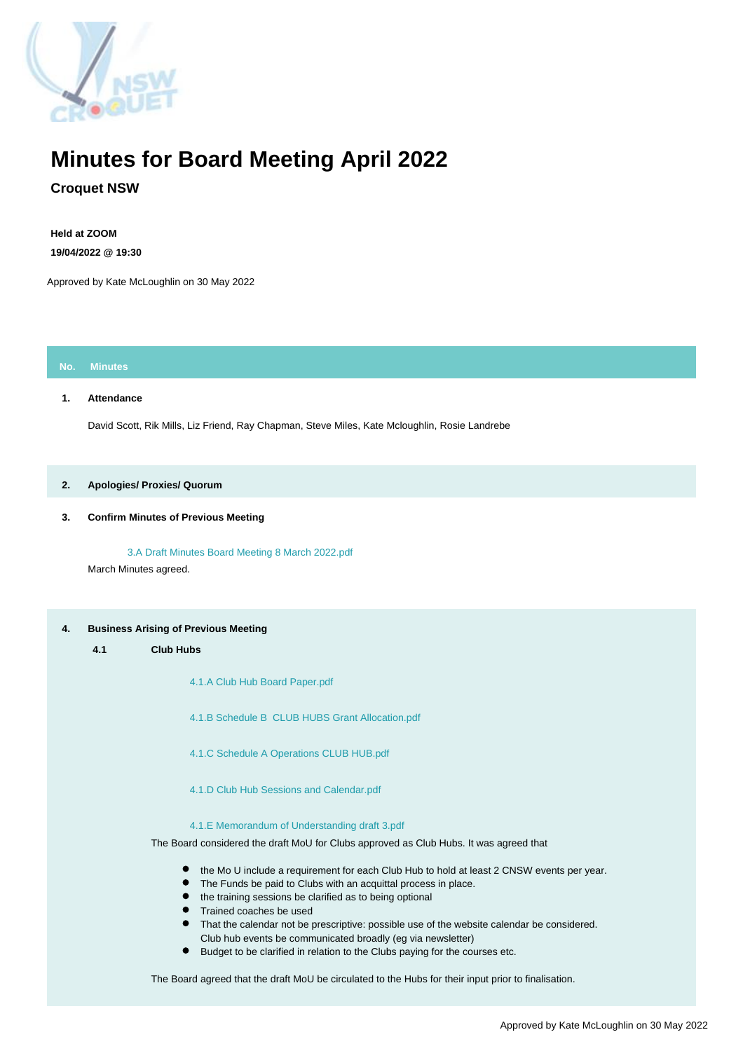# Minutes for Board Meeting April 2022

## Croquet NSW

**Held at ZOOM**

**19/04/2022 @ 19:30**

Approved by Kate McLoughlin on 30 May 2022

| No. | Minutes |
|---|---|

**1. Attendance**

David Scott, Rik Mills, Liz Friend, Ray Chapman, Steve Miles, Kate Mcloughlin, Rosie Landrebe

**2. Apologies/ Proxies/ Quorum**

**3. Confirm Minutes of Previous Meeting**

3.A Draft Minutes Board Meeting 8 March 2022.pdf

March Minutes agreed.

**4. Business Arising of Previous Meeting**

**4.1 Club Hubs**

4.1.A Club Hub Board Paper.pdf

4.1.B Schedule B CLUB HUBS Grant Allocation.pdf

4.1.C Schedule A Operations CLUB HUB.pdf

4.1.D Club Hub Sessions and Calendar.pdf

4.1.E Memorandum of Understanding draft 3.pdf

The Board considered the draft MoU for Clubs approved as Club Hubs. It was agreed that

- the Mo U include a requirement for each Club Hub to hold at least 2 CNSW events per year.
- The Funds be paid to Clubs with an acquittal process in place.
- the training sessions be clarified as to being optional
- Trained coaches be used
- That the calendar not be prescriptive: possible use of the website calendar be considered. Club hub events be communicated broadly (eg via newsletter)
- Budget to be clarified in relation to the Clubs paying for the courses etc.

The Board agreed that the draft MoU be circulated to the Hubs for their input prior to finalisation.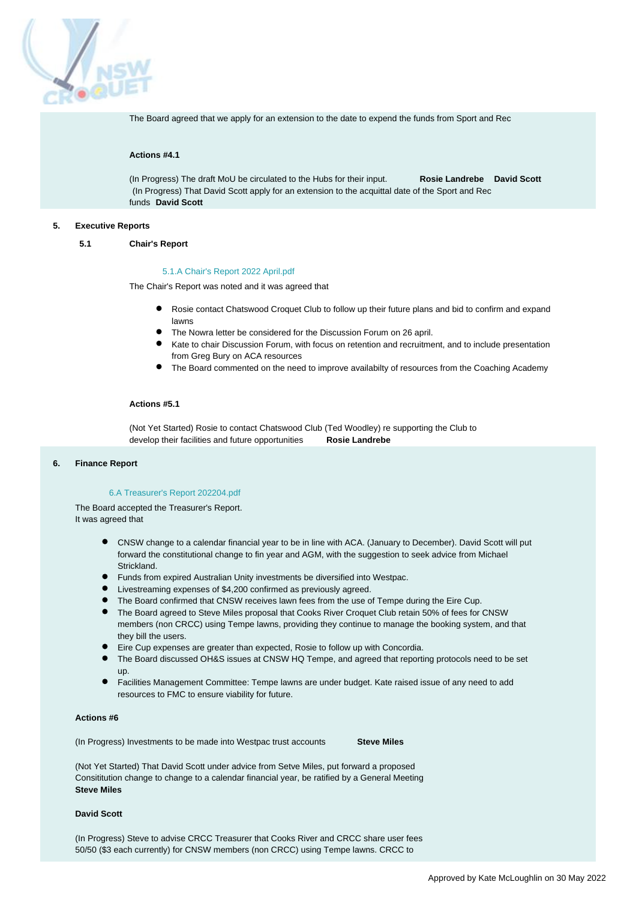The Board agreed that we apply for an extension to the date to expend the funds from Sport and Rec

**Actions #4.1**

(In Progress) The draft MoU be circulated to the Hubs for their input. **Rosie Landrebe** **David Scott**

(In Progress) That David Scott apply for an extension to the acquittal date of the Sport and Rec funds **David Scott**

## 5. Executive Reports

### 5.1 Chair's Report

5.1.A Chair's Report 2022 April.pdf

The Chair's Report was noted and it was agreed that

- Rosie contact Chatswood Croquet Club to follow up their future plans and bid to confirm and expand lawns
- The Nowra letter be considered for the Discussion Forum on 26 april.
- Kate to chair Discussion Forum, with focus on retention and recruitment, and to include presentation from Greg Bury on ACA resources
- The Board commented on the need to improve availabilty of resources from the Coaching Academy

**Actions #5.1**

(Not Yet Started) Rosie to contact Chatswood Club (Ted Woodley) re supporting the Club to develop their facilities and future opportunities **Rosie Landrebe**

## 6. Finance Report

6.A Treasurer's Report 202204.pdf

The Board accepted the Treasurer's Report.
It was agreed that

- CNSW change to a calendar financial year to be in line with ACA. (January to December). David Scott will put forward the constitutional change to fin year and AGM, with the suggestion to seek advice from Michael Strickland.
- Funds from expired Australian Unity investments be diversified into Westpac.
- Livestreaming expenses of $4,200 confirmed as previously agreed.
- The Board confirmed that CNSW receives lawn fees from the use of Tempe during the Eire Cup.
- The Board agreed to Steve Miles proposal that Cooks River Croquet Club retain 50% of fees for CNSW members (non CRCC) using Tempe lawns, providing they continue to manage the booking system, and that they bill the users.
- Eire Cup expenses are greater than expected, Rosie to follow up with Concordia.
- The Board discussed OH&S issues at CNSW HQ Tempe, and agreed that reporting protocols need to be set up.
- Facilities Management Committee: Tempe lawns are under budget. Kate raised issue of any need to add resources to FMC to ensure viability for future.

**Actions #6**

(In Progress) Investments to be made into Westpac trust accounts **Steve Miles**

(Not Yet Started) That David Scott under advice from Setve Miles, put forward a proposed Consititution change to change to a calendar financial year, be ratified by a General Meeting
**Steve Miles**

**David Scott**

(In Progress) Steve to advise CRCC Treasurer that Cooks River and CRCC share user fees 50/50 ($3 each currently) for CNSW members (non CRCC) using Tempe lawns. CRCC to

Approved by Kate McLoughlin on 30 May 2022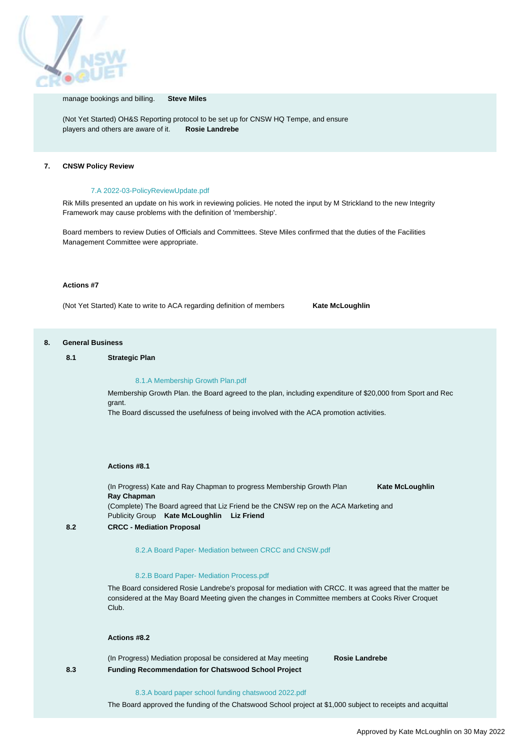manage bookings and billing. **Steve Miles**

(Not Yet Started) OH&S Reporting protocol to be set up for CNSW HQ Tempe, and ensure players and others are aware of it. **Rosie Landrebe**

## 7. CNSW Policy Review

7.A 2022-03-PolicyReviewUpdate.pdf

Rik Mills presented an update on his work in reviewing policies. He noted the input by M Strickland to the new Integrity Framework may cause problems with the definition of 'membership'.

Board members to review Duties of Officials and Committees. Steve Miles confirmed that the duties of the Facilities Management Committee were appropriate.

**Actions #7**

(Not Yet Started) Kate to write to ACA regarding definition of members **Kate McLoughlin**

## 8. General Business

### 8.1 Strategic Plan

8.1.A Membership Growth Plan.pdf

Membership Growth Plan. the Board agreed to the plan, including expenditure of $20,000 from Sport and Rec grant.

The Board discussed the usefulness of being involved with the ACA promotion activities.

**Actions #8.1**

(In Progress) Kate and Ray Chapman to progress Membership Growth Plan **Kate McLoughlin Ray Chapman**

(Complete) The Board agreed that Liz Friend be the CNSW rep on the ACA Marketing and Publicity Group **Kate McLoughlin Liz Friend**

### 8.2 CRCC - Mediation Proposal

8.2.A Board Paper- Mediation between CRCC and CNSW.pdf

8.2.B Board Paper- Mediation Process.pdf

The Board considered Rosie Landrebe's proposal for mediation with CRCC. It was agreed that the matter be considered at the May Board Meeting given the changes in Committee members at Cooks River Croquet Club.

**Actions #8.2**

(In Progress) Mediation proposal be considered at May meeting **Rosie Landrebe**

### 8.3 Funding Recommendation for Chatswood School Project

8.3.A board paper school funding chatswood 2022.pdf

The Board approved the funding of the Chatswood School project at $1,000 subject to receipts and acquittal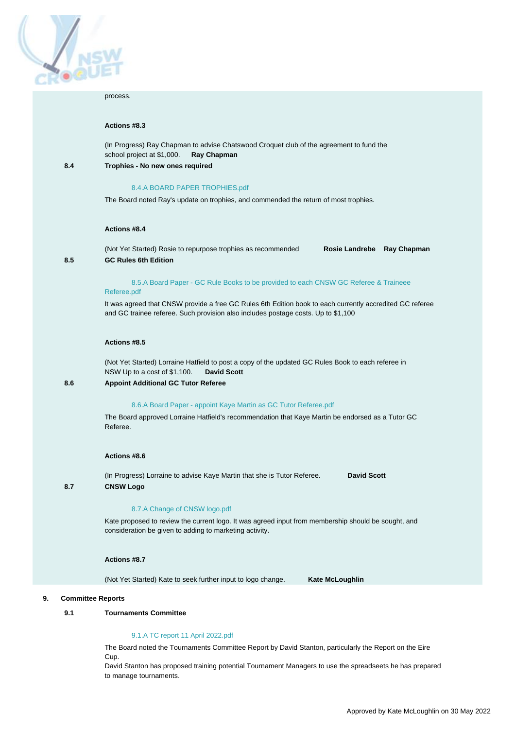process.

**Actions #8.3**

(In Progress) Ray Chapman to advise Chatswood Croquet club of the agreement to fund the school project at $1,000. **Ray Chapman**

**8.4 Trophies - No new ones required**

8.4.A BOARD PAPER TROPHIES.pdf

The Board noted Ray's update on trophies, and commended the return of most trophies.

**Actions #8.4**

(Not Yet Started) Rosie to repurpose trophies as recommended **Rosie Landrebe** **Ray Chapman**

**8.5 GC Rules 6th Edition**

8.5.A Board Paper - GC Rule Books to be provided to each CNSW GC Referee & Traineee Referee.pdf

It was agreed that CNSW provide a free GC Rules 6th Edition book to each currently accredited GC referee and GC trainee referee. Such provision also includes postage costs. Up to $1,100

**Actions #8.5**

(Not Yet Started) Lorraine Hatfield to post a copy of the updated GC Rules Book to each referee in NSW Up to a cost of $1,100. **David Scott**

**8.6 Appoint Additional GC Tutor Referee**

8.6.A Board Paper - appoint Kaye Martin as GC Tutor Referee.pdf

The Board approved Lorraine Hatfield's recommendation that Kaye Martin be endorsed as a Tutor GC Referee.

**Actions #8.6**

(In Progress) Lorraine to advise Kaye Martin that she is Tutor Referee. **David Scott**

**8.7 CNSW Logo**

8.7.A Change of CNSW logo.pdf

Kate proposed to review the current logo. It was agreed input from membership should be sought, and consideration be given to adding to marketing activity.

**Actions #8.7**

(Not Yet Started) Kate to seek further input to logo change. **Kate McLoughlin**

**9. Committee Reports**

**9.1 Tournaments Committee**

9.1.A TC report 11 April 2022.pdf

The Board noted the Tournaments Committee Report by David Stanton, particularly the Report on the Eire Cup.
David Stanton has proposed training potential Tournament Managers to use the spreadseets he has prepared to manage tournaments.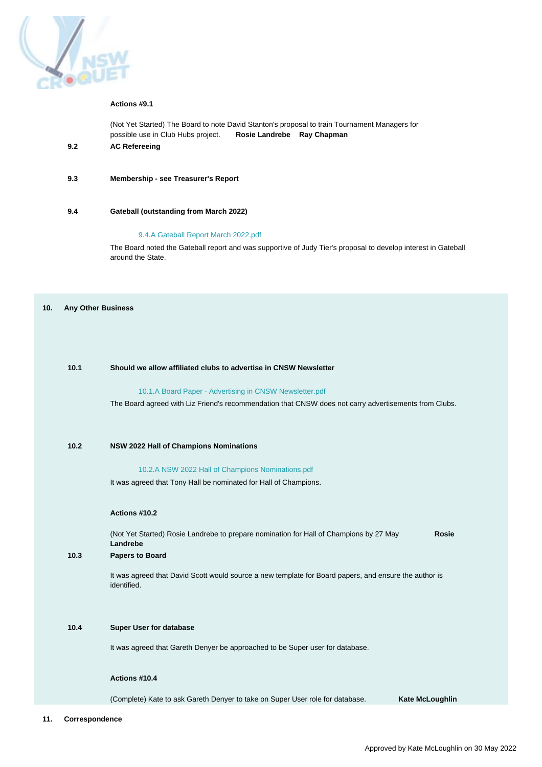**Actions #9.1**

(Not Yet Started) The Board to note David Stanton's proposal to train Tournament Managers for possible use in Club Hubs project. **Rosie Landrebe** **Ray Chapman**

**9.2** **AC Refereeing**

**9.3** **Membership - see Treasurer's Report**

**9.4** **Gateball (outstanding from March 2022)**

9.4.A Gateball Report March 2022.pdf

The Board noted the Gateball report and was supportive of Judy Tier's proposal to develop interest in Gateball around the State.

## 10. Any Other Business

**10.1** **Should we allow affiliated clubs to advertise in CNSW Newsletter**

10.1.A Board Paper - Advertising in CNSW Newsletter.pdf

The Board agreed with Liz Friend's recommendation that CNSW does not carry advertisements from Clubs.

**10.2** **NSW 2022 Hall of Champions Nominations**

10.2.A NSW 2022 Hall of Champions Nominations.pdf

It was agreed that Tony Hall be nominated for Hall of Champions.

**Actions #10.2**

(Not Yet Started) Rosie Landrebe to prepare nomination for Hall of Champions by 27 May **Rosie Landrebe**

**10.3** **Papers to Board**

It was agreed that David Scott would source a new template for Board papers, and ensure the author is identified.

**10.4** **Super User for database**

It was agreed that Gareth Denyer be approached to be Super user for database.

**Actions #10.4**

(Complete) Kate to ask Gareth Denyer to take on Super User role for database. **Kate McLoughlin**

## 11. Correspondence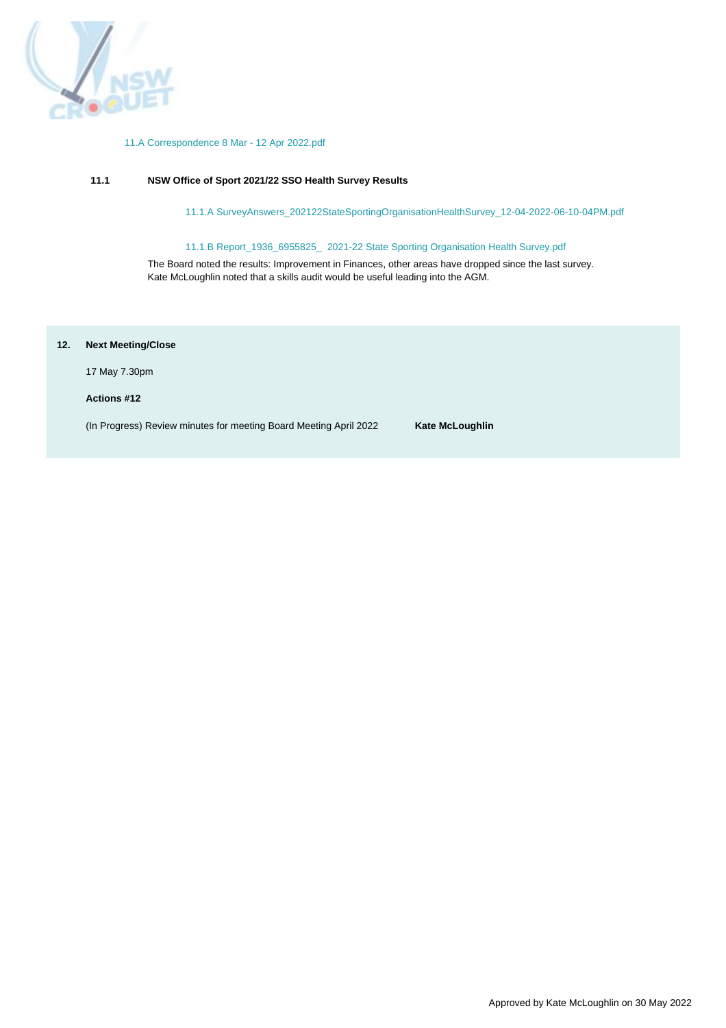11.A Correspondence 8 Mar - 12 Apr 2022.pdf

### 11.1 NSW Office of Sport 2021/22 SSO Health Survey Results

11.1.A SurveyAnswers_202122StateSportingOrganisationHealthSurvey_12-04-2022-06-10-04PM.pdf

11.1.B Report_1936_6955825_ 2021-22 State Sporting Organisation Health Survey.pdf

The Board noted the results: Improvement in Finances, other areas have dropped since the last survey. Kate McLoughlin noted that a skills audit would be useful leading into the AGM.

## 12. Next Meeting/Close

17 May 7.30pm

**Actions #12**

(In Progress) Review minutes for meeting Board Meeting April 2022 **Kate McLoughlin**

Approved by Kate McLoughlin on 30 May 2022